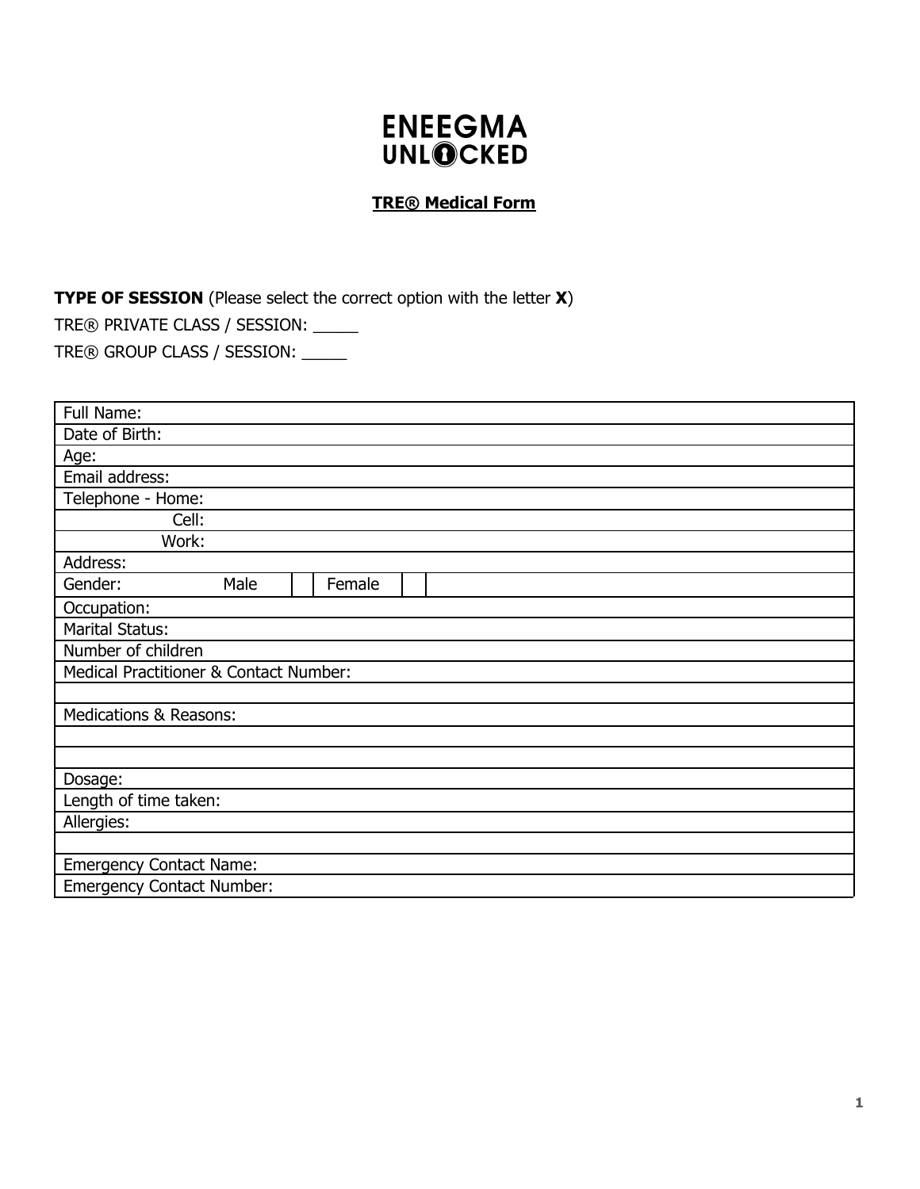# ENEEGMA UNLOCKED

## TRE® Medical Form

**TYPE OF SESSION** (Please select the correct option with the letter **X**)

TRE® PRIVATE CLASS / SESSION: _____

TRE® GROUP CLASS / SESSION: _____

| Full Name: | | | | | |
|---|---|---|---|---|---|
| Date of Birth: | | | | | |
| Age: | | | | | |
| Email address: | | | | | |
| Telephone - Home: | | | | | |
| Cell: | | | | | |
| Work: | | | | | |
| Address: | | | | | |
| Gender: | Male | | Female | | |
| Occupation: | | | | | |
| Marital Status: | | | | | |
| Number of children | | | | | |
| Medical Practitioner & Contact Number: | | | | | |
| | | | | | |
| Medications & Reasons: | | | | | |
| | | | | | |
| | | | | | |
| Dosage: | | | | | |
| Length of time taken: | | | | | |
| Allergies: | | | | | |
| | | | | | |
| Emergency Contact Name: | | | | | |
| Emergency Contact Number: | | | | | |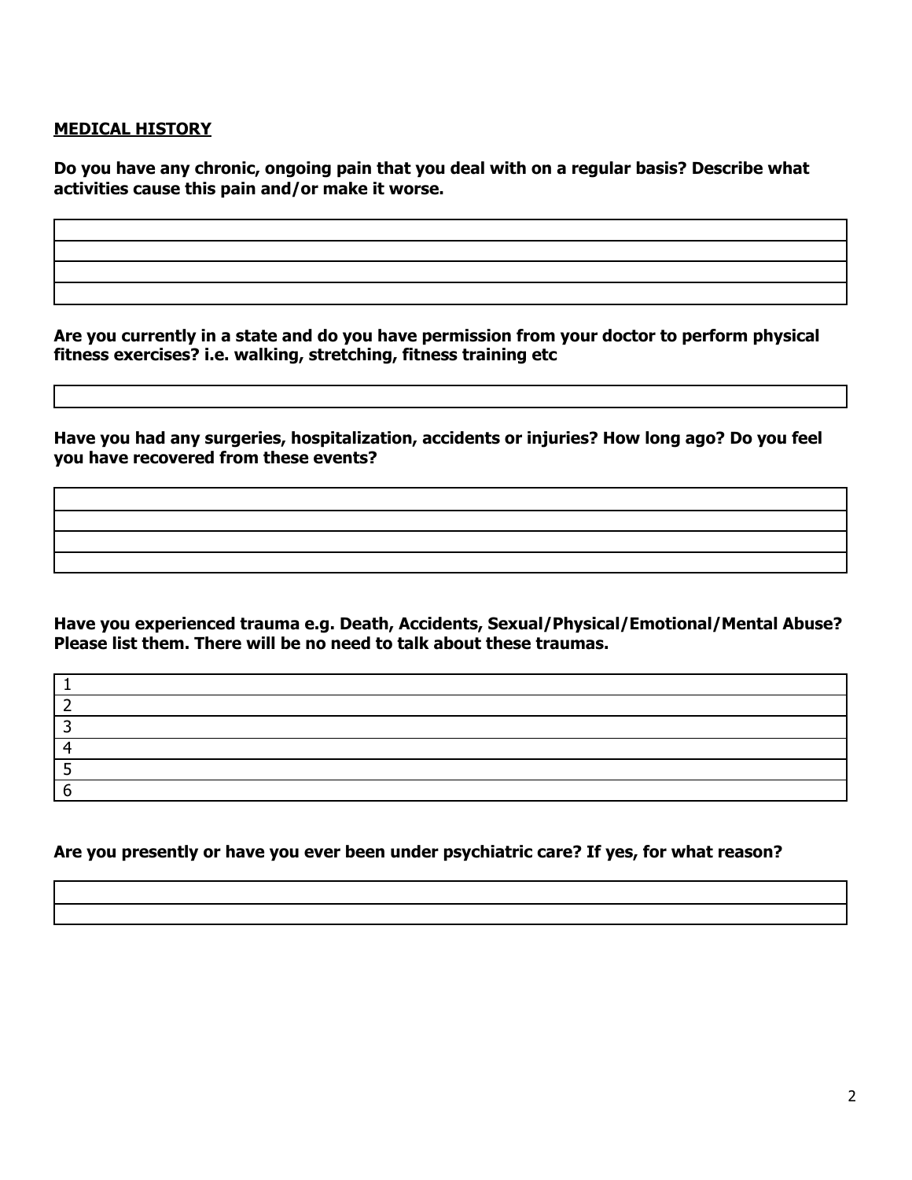**MEDICAL HISTORY**

**Do you have any chronic, ongoing pain that you deal with on a regular basis? Describe what activities cause this pain and/or make it worse.**

| |
|---|
| |
| |
| |
| |

**Are you currently in a state and do you have permission from your doctor to perform physical fitness exercises? i.e. walking, stretching, fitness training etc**

| |
|---|
| |

**Have you had any surgeries, hospitalization, accidents or injuries? How long ago? Do you feel you have recovered from these events?**

| |
|---|
| |
| |
| |
| |

**Have you experienced trauma e.g. Death, Accidents, Sexual/Physical/Emotional/Mental Abuse? Please list them. There will be no need to talk about these traumas.**

| |
|---|
| 1 |
| 2 |
| 3 |
| 4 |
| 5 |
| 6 |

**Are you presently or have you ever been under psychiatric care? If yes, for what reason?**

| |
|---|
| |
| |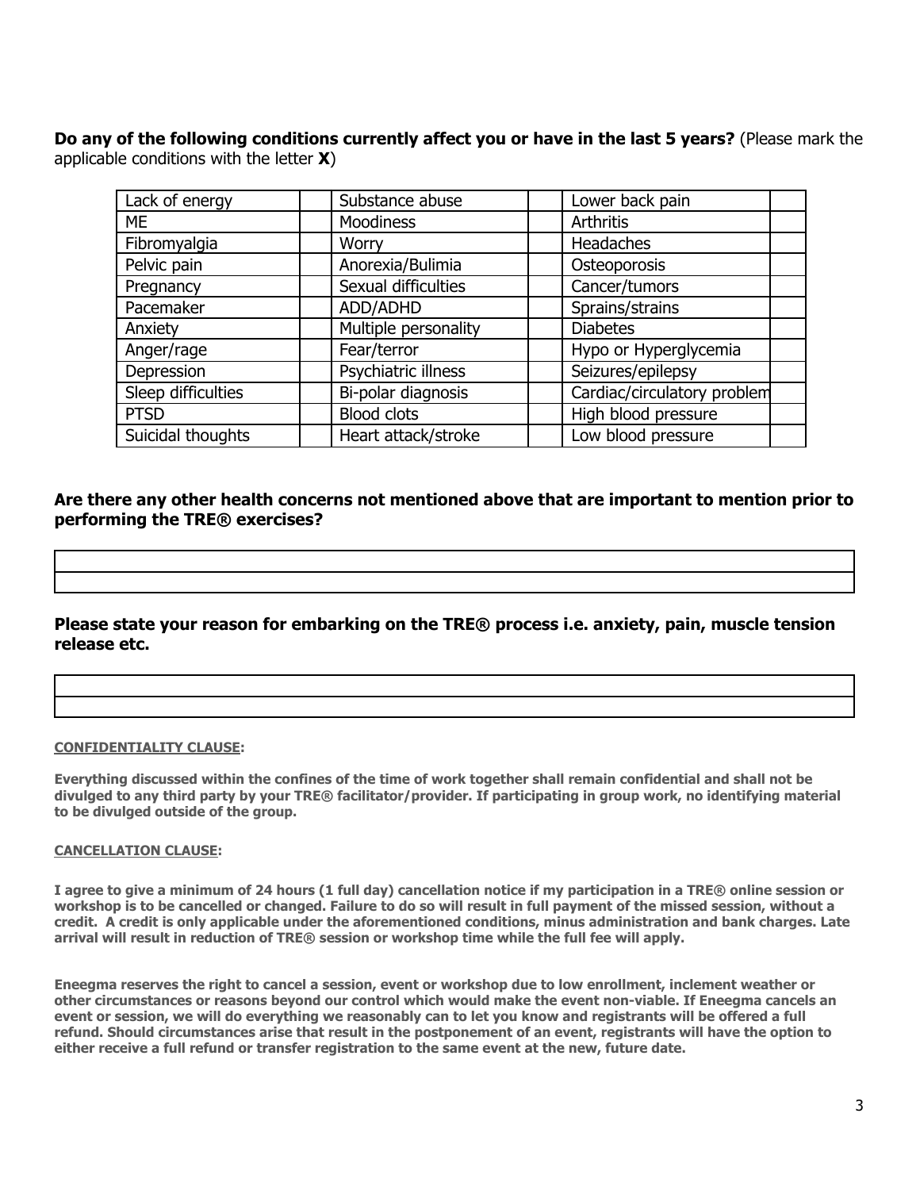**Do any of the following conditions currently affect you or have in the last 5 years?** (Please mark the applicable conditions with the letter **X**)

| | | | | | |
|---|---|---|---|---|---|
| Lack of energy | | Substance abuse | | Lower back pain | |
| ME | | Moodiness | | Arthritis | |
| Fibromyalgia | | Worry | | Headaches | |
| Pelvic pain | | Anorexia/Bulimia | | Osteoporosis | |
| Pregnancy | | Sexual difficulties | | Cancer/tumors | |
| Pacemaker | | ADD/ADHD | | Sprains/strains | |
| Anxiety | | Multiple personality | | Diabetes | |
| Anger/rage | | Fear/terror | | Hypo or Hyperglycemia | |
| Depression | | Psychiatric illness | | Seizures/epilepsy | |
| Sleep difficulties | | Bi-polar diagnosis | | Cardiac/circulatory problem | |
| PTSD | | Blood clots | | High blood pressure | |
| Suicidal thoughts | | Heart attack/stroke | | Low blood pressure | |

**Are there any other health concerns not mentioned above that are important to mention prior to performing the TRE® exercises?**

| |
|---|
| |
| |

**Please state your reason for embarking on the TRE® process i.e. anxiety, pain, muscle tension release etc.**

| |
|---|
| |
| |

**CONFIDENTIALITY CLAUSE:**

**Everything discussed within the confines of the time of work together shall remain confidential and shall not be divulged to any third party by your TRE® facilitator/provider. If participating in group work, no identifying material to be divulged outside of the group.**

**CANCELLATION CLAUSE:**

**I agree to give a minimum of 24 hours (1 full day) cancellation notice if my participation in a TRE® online session or workshop is to be cancelled or changed. Failure to do so will result in full payment of the missed session, without a credit. A credit is only applicable under the aforementioned conditions, minus administration and bank charges. Late arrival will result in reduction of TRE® session or workshop time while the full fee will apply.**

**Eneegma reserves the right to cancel a session, event or workshop due to low enrollment, inclement weather or other circumstances or reasons beyond our control which would make the event non-viable. If Eneegma cancels an event or session, we will do everything we reasonably can to let you know and registrants will be offered a full refund. Should circumstances arise that result in the postponement of an event, registrants will have the option to either receive a full refund or transfer registration to the same event at the new, future date.**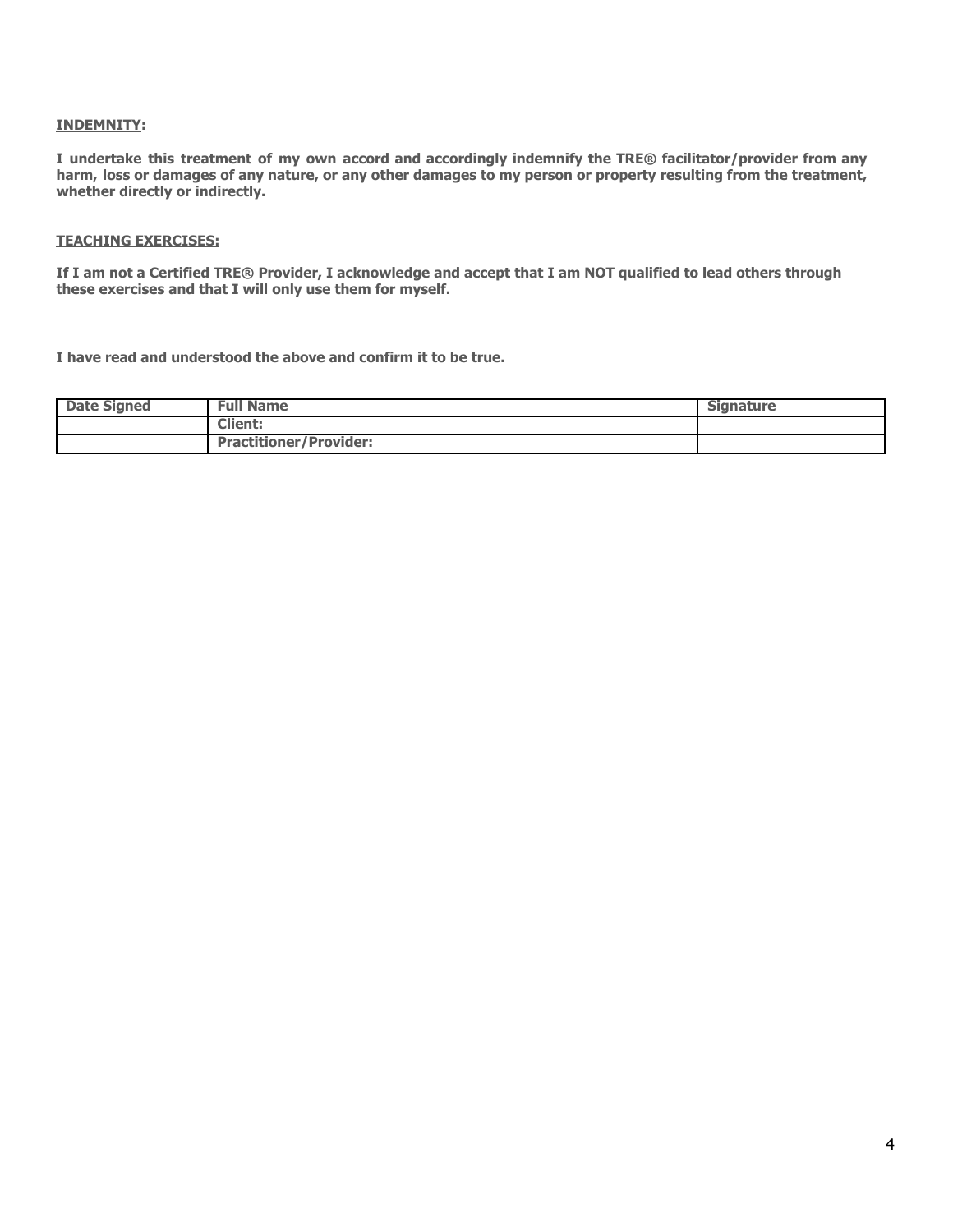**INDEMNITY:**

**I undertake this treatment of my own accord and accordingly indemnify the TRE® facilitator/provider from any harm, loss or damages of any nature, or any other damages to my person or property resulting from the treatment, whether directly or indirectly.**

**TEACHING EXERCISES:**

**If I am not a Certified TRE® Provider, I acknowledge and accept that I am NOT qualified to lead others through these exercises and that I will only use them for myself.**

**I have read and understood the above and confirm it to be true.**

| Date Signed | Full Name | Signature |
|---|---|---|
| | Client: | |
| | Practitioner/Provider: | |